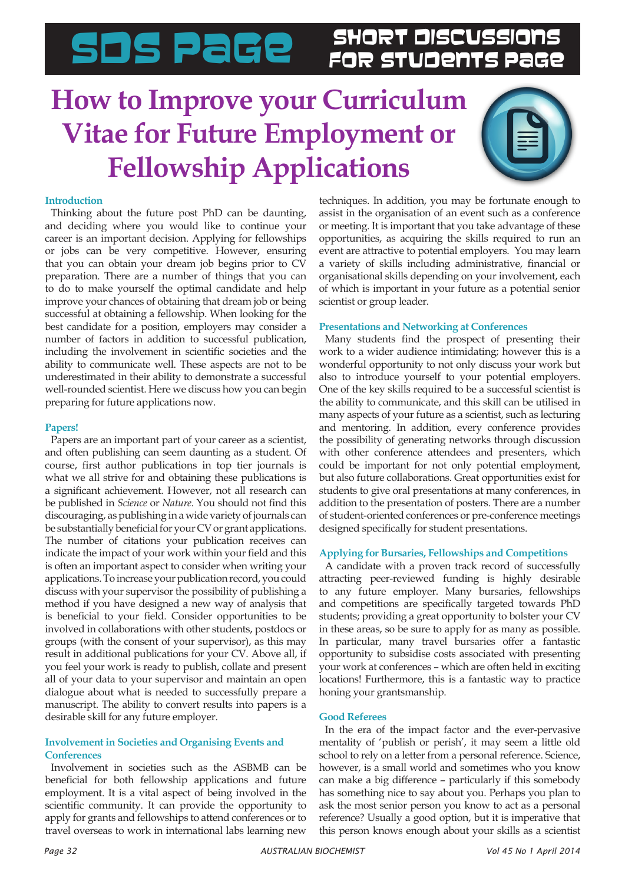# SDS Page — Short Discussions for Students Page

# How to Improve your Curriculum Vitae for Future Employment or Fellowship Applications

### Introduction

Thinking about the future post PhD can be daunting, and deciding where you would like to continue your career is an important decision. Applying for fellowships or jobs can be very competitive. However, ensuring that you can obtain your dream job begins prior to CV preparation. There are a number of things that you can to do to make yourself the optimal candidate and help improve your chances of obtaining that dream job or being successful at obtaining a fellowship. When looking for the best candidate for a position, employers may consider a number of factors in addition to successful publication, including the involvement in scientific societies and the ability to communicate well. These aspects are not to be underestimated in their ability to demonstrate a successful well-rounded scientist. Here we discuss how you can begin preparing for future applications now.

### Papers!

Papers are an important part of your career as a scientist, and often publishing can seem daunting as a student. Of course, first author publications in top tier journals is what we all strive for and obtaining these publications is a significant achievement. However, not all research can be published in *Science* or *Nature*. You should not find this discouraging, as publishing in a wide variety of journals can be substantially beneficial for your CV or grant applications. The number of citations your publication receives can indicate the impact of your work within your field and this is often an important aspect to consider when writing your applications. To increase your publication record, you could discuss with your supervisor the possibility of publishing a method if you have designed a new way of analysis that is beneficial to your field. Consider opportunities to be involved in collaborations with other students, postdocs or groups (with the consent of your supervisor), as this may result in additional publications for your CV. Above all, if you feel your work is ready to publish, collate and present all of your data to your supervisor and maintain an open dialogue about what is needed to successfully prepare a manuscript. The ability to convert results into papers is a desirable skill for any future employer.

### Involvement in Societies and Organising Events and Conferences

Involvement in societies such as the ASBMB can be beneficial for both fellowship applications and future employment. It is a vital aspect of being involved in the scientific community. It can provide the opportunity to apply for grants and fellowships to attend conferences or to travel overseas to work in international labs learning new techniques. In addition, you may be fortunate enough to assist in the organisation of an event such as a conference or meeting. It is important that you take advantage of these opportunities, as acquiring the skills required to run an event are attractive to potential employers. You may learn a variety of skills including administrative, financial or organisational skills depending on your involvement, each of which is important in your future as a potential senior scientist or group leader.

### Presentations and Networking at Conferences

Many students find the prospect of presenting their work to a wider audience intimidating; however this is a wonderful opportunity to not only discuss your work but also to introduce yourself to your potential employers. One of the key skills required to be a successful scientist is the ability to communicate, and this skill can be utilised in many aspects of your future as a scientist, such as lecturing and mentoring. In addition, every conference provides the possibility of generating networks through discussion with other conference attendees and presenters, which could be important for not only potential employment, but also future collaborations. Great opportunities exist for students to give oral presentations at many conferences, in addition to the presentation of posters. There are a number of student-oriented conferences or pre-conference meetings designed specifically for student presentations.

### Applying for Bursaries, Fellowships and Competitions

A candidate with a proven track record of successfully attracting peer-reviewed funding is highly desirable to any future employer. Many bursaries, fellowships and competitions are specifically targeted towards PhD students; providing a great opportunity to bolster your CV in these areas, so be sure to apply for as many as possible. In particular, many travel bursaries offer a fantastic opportunity to subsidise costs associated with presenting your work at conferences – which are often held in exciting locations! Furthermore, this is a fantastic way to practice honing your grantsmanship.

### Good Referees

In the era of the impact factor and the ever-pervasive mentality of 'publish or perish', it may seem a little old school to rely on a letter from a personal reference. Science, however, is a small world and sometimes who you know can make a big difference – particularly if this somebody has something nice to say about you. Perhaps you plan to ask the most senior person you know to act as a personal reference? Usually a good option, but it is imperative that this person knows enough about your skills as a scientist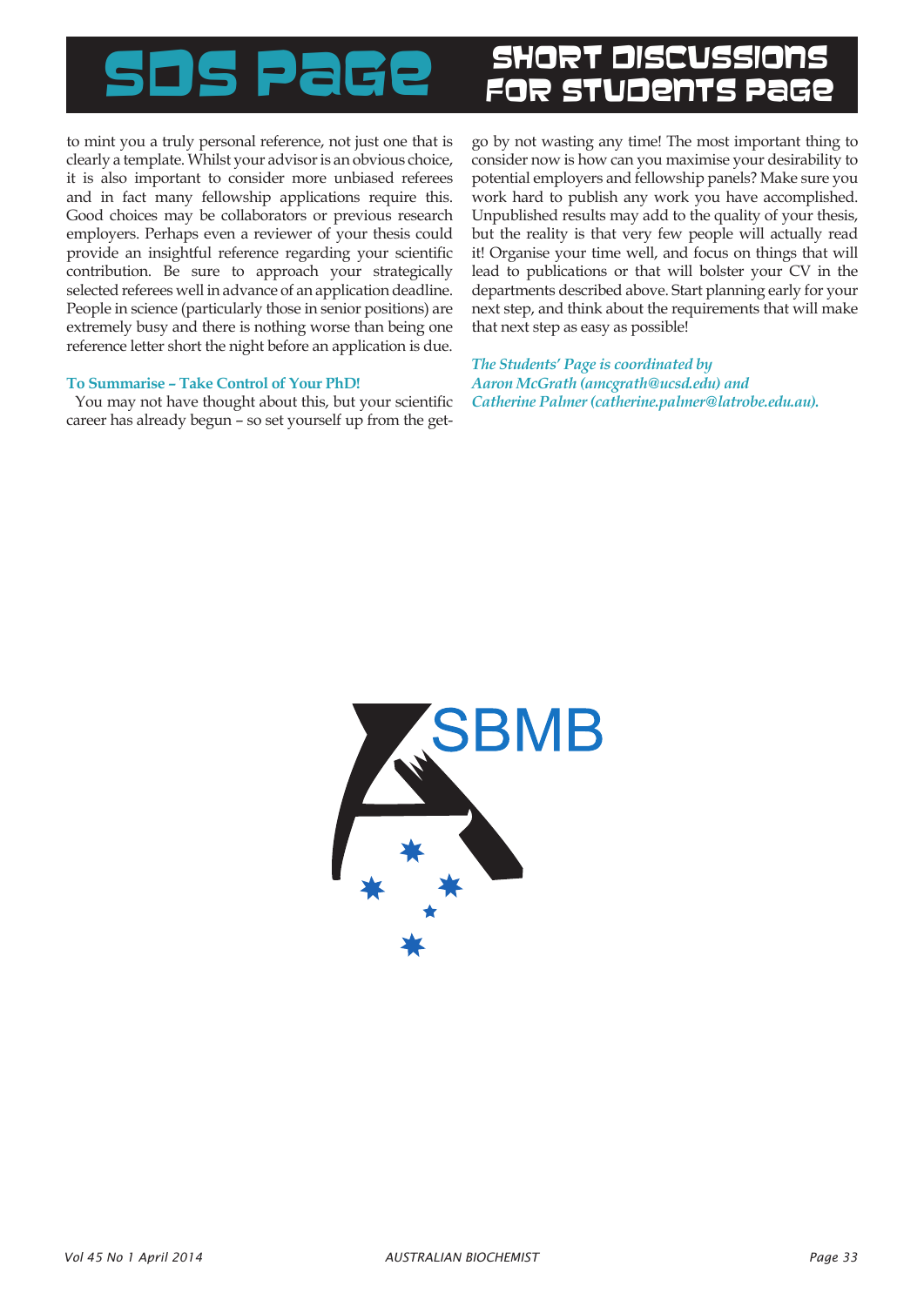# SDS Page

## Short Discussions for Students Page

to mint you a truly personal reference, not just one that is clearly a template. Whilst your advisor is an obvious choice, it is also important to consider more unbiased referees and in fact many fellowship applications require this. Good choices may be collaborators or previous research employers. Perhaps even a reviewer of your thesis could provide an insightful reference regarding your scientific contribution. Be sure to approach your strategically selected referees well in advance of an application deadline. People in science (particularly those in senior positions) are extremely busy and there is nothing worse than being one reference letter short the night before an application is due.

### To Summarise – Take Control of Your PhD!

You may not have thought about this, but your scientific career has already begun – so set yourself up from the get-go by not wasting any time! The most important thing to consider now is how can you maximise your desirability to potential employers and fellowship panels? Make sure you work hard to publish any work you have accomplished. Unpublished results may add to the quality of your thesis, but the reality is that very few people will actually read it! Organise your time well, and focus on things that will lead to publications or that will bolster your CV in the departments described above. Start planning early for your next step, and think about the requirements that will make that next step as easy as possible!

*The Students' Page is coordinated by Aaron McGrath (amcgrath@ucsd.edu) and Catherine Palmer (catherine.palmer@latrobe.edu.au).*

ASBMB